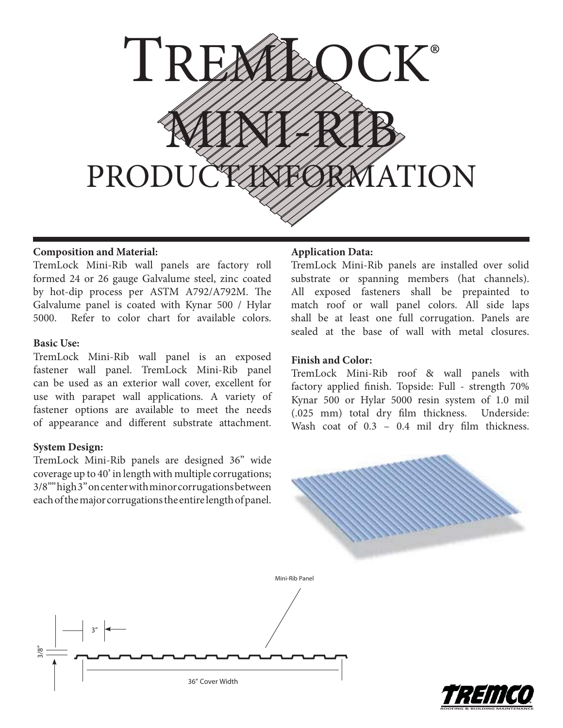# TremLock®
# Mini-Rib
## Product Information

**Composition and Material:**
TremLock Mini-Rib wall panels are factory roll formed 24 or 26 gauge Galvalume steel, zinc coated by hot-dip process per ASTM A792/A792M. The Galvalume panel is coated with Kynar 500 / Hylar 5000. Refer to color chart for available colors.

**Basic Use:**
TremLock Mini-Rib wall panel is an exposed fastener wall panel. TremLock Mini-Rib panel can be used as an exterior wall cover, excellent for use with parapet wall applications. A variety of fastener options are available to meet the needs of appearance and different substrate attachment.

**System Design:**
TremLock Mini-Rib panels are designed 36" wide coverage up to 40' in length with multiple corrugations; 3/8""" high 3" on center with minor corrugations between each of the major corrugations the entire length of panel.

**Application Data:**
TremLock Mini-Rib panels are installed over solid substrate or spanning members (hat channels). All exposed fasteners shall be prepainted to match roof or wall panel colors. All side laps shall be at least one full corrugation. Panels are sealed at the base of wall with metal closures.

**Finish and Color:**
TremLock Mini-Rib roof & wall panels with factory applied finish. Topside: Full - strength 70% Kynar 500 or Hylar 5000 resin system of 1.0 mil (.025 mm) total dry film thickness. Underside: Wash coat of 0.3 – 0.4 mil dry film thickness.

Mini-Rib Panel

3"

3/8"

36" Cover Width

TREMCO
ROOFING & BUILDING MAINTENANCE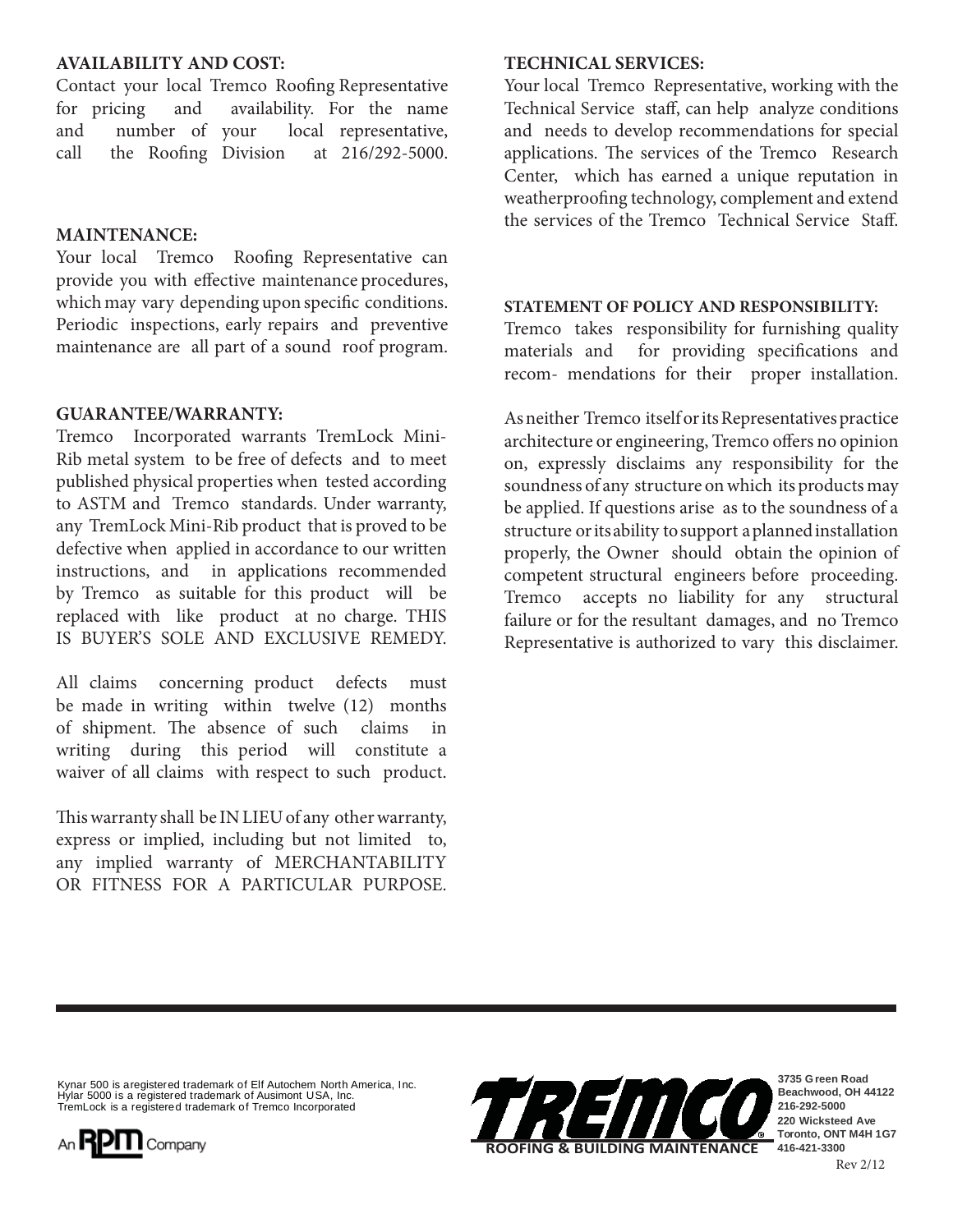**AVAILABILITY AND COST:**

Contact your local Tremco Roofing Representative for pricing and availability. For the name and number of your local representative, call the Roofing Division at 216/292-5000.

**MAINTENANCE:**

Your local Tremco Roofing Representative can provide you with effective maintenance procedures, which may vary depending upon specific conditions. Periodic inspections, early repairs and preventive maintenance are all part of a sound roof program.

**GUARANTEE/WARRANTY:**

Tremco Incorporated warrants TremLock Mini-Rib metal system to be free of defects and to meet published physical properties when tested according to ASTM and Tremco standards. Under warranty, any TremLock Mini-Rib product that is proved to be defective when applied in accordance to our written instructions, and in applications recommended by Tremco as suitable for this product will be replaced with like product at no charge. THIS IS BUYER'S SOLE AND EXCLUSIVE REMEDY.

All claims concerning product defects must be made in writing within twelve (12) months of shipment. The absence of such claims in writing during this period will constitute a waiver of all claims with respect to such product.

This warranty shall be IN LIEU of any other warranty, express or implied, including but not limited to, any implied warranty of MERCHANTABILITY OR FITNESS FOR A PARTICULAR PURPOSE.

**TECHNICAL SERVICES:**

Your local Tremco Representative, working with the Technical Service staff, can help analyze conditions and needs to develop recommendations for special applications. The services of the Tremco Research Center, which has earned a unique reputation in weatherproofing technology, complement and extend the services of the Tremco Technical Service Staff.

**STATEMENT OF POLICY AND RESPONSIBILITY:**

Tremco takes responsibility for furnishing quality materials and for providing specifications and recom- mendations for their proper installation.

As neither Tremco itself or its Representatives practice architecture or engineering, Tremco offers no opinion on, expressly disclaims any responsibility for the soundness of any structure on which its products may be applied. If questions arise as to the soundness of a structure or its ability to support a planned installation properly, the Owner should obtain the opinion of competent structural engineers before proceeding. Tremco accepts no liability for any structural failure or for the resultant damages, and no Tremco Representative is authorized to vary this disclaimer.

---

Kynar 500 is a registered trademark of Elf Autochem North America, Inc.
Hylar 5000 is a registered trademark of Ausimont USA, Inc.
TremLock is a registered trademark of Tremco Incorporated

An RPM Company

TREMCO
ROOFING & BUILDING MAINTENANCE

3735 Green Road
Beachwood, OH 44122
216-292-5000
220 Wicksteed Ave
Toronto, ONT M4H 1G7
416-421-3300

Rev 2/12